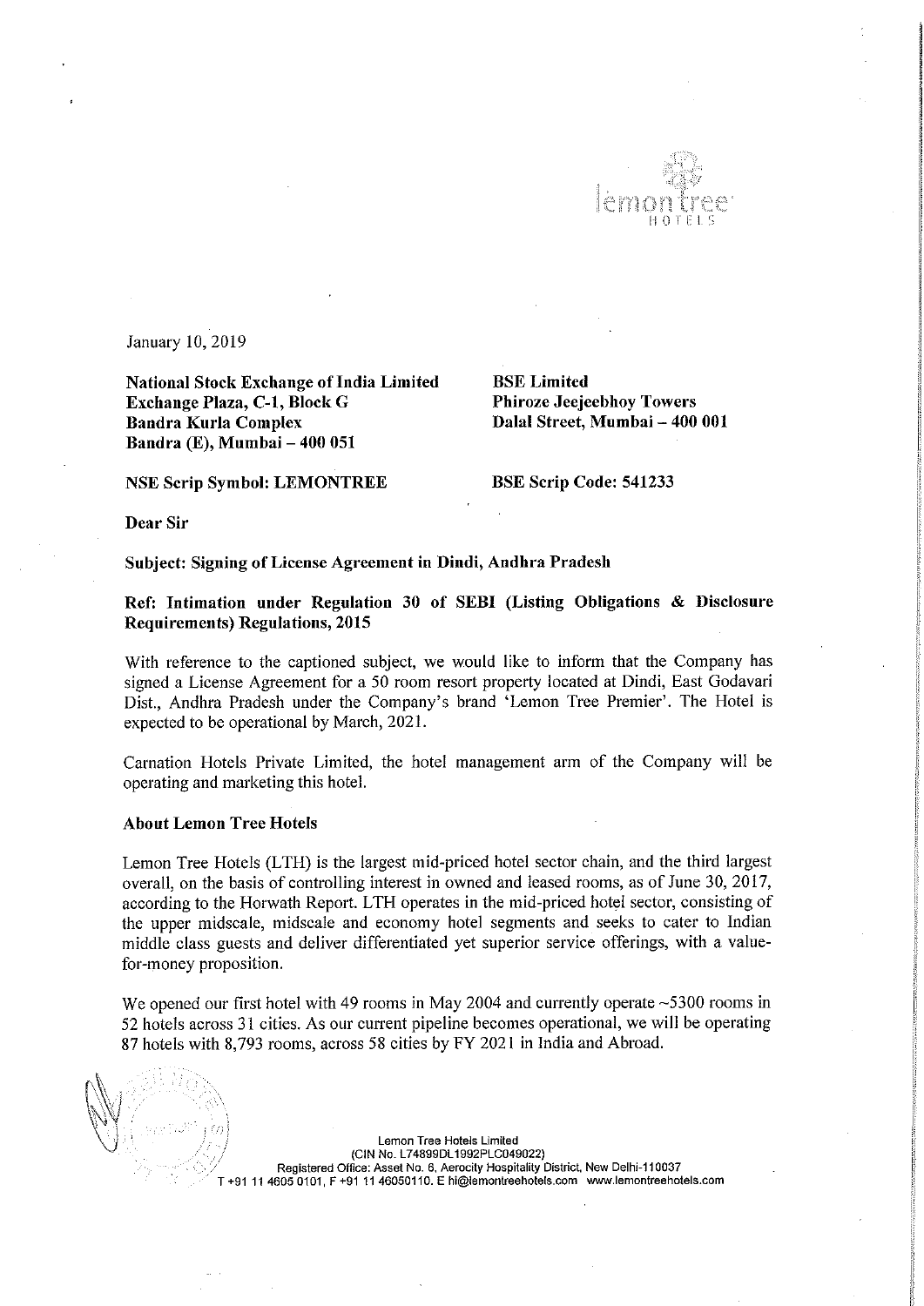January 10, 2019

**National Stock Exchange of India Limited**
**Exchange Plaza, C-1, Block G**
**Bandra Kurla Complex**
**Bandra (E), Mumbai – 400 051**

**BSE Limited**
**Phiroze Jeejeebhoy Towers**
**Dalal Street, Mumbai – 400 001**

**NSE Scrip Symbol: LEMONTREE**

**BSE Scrip Code: 541233**

**Dear Sir**

**Subject: Signing of License Agreement in Dindi, Andhra Pradesh**

**Ref: Intimation under Regulation 30 of SEBI (Listing Obligations & Disclosure Requirements) Regulations, 2015**

With reference to the captioned subject, we would like to inform that the Company has signed a License Agreement for a 50 room resort property located at Dindi, East Godavari Dist., Andhra Pradesh under the Company's brand 'Lemon Tree Premier'. The Hotel is expected to be operational by March, 2021.

Carnation Hotels Private Limited, the hotel management arm of the Company will be operating and marketing this hotel.

**About Lemon Tree Hotels**

Lemon Tree Hotels (LTH) is the largest mid-priced hotel sector chain, and the third largest overall, on the basis of controlling interest in owned and leased rooms, as of June 30, 2017, according to the Horwath Report. LTH operates in the mid-priced hotel sector, consisting of the upper midscale, midscale and economy hotel segments and seeks to cater to Indian middle class guests and deliver differentiated yet superior service offerings, with a value-for-money proposition.

We opened our first hotel with 49 rooms in May 2004 and currently operate ~5300 rooms in 52 hotels across 31 cities. As our current pipeline becomes operational, we will be operating 87 hotels with 8,793 rooms, across 58 cities by FY 2021 in India and Abroad.

Lemon Tree Hotels Limited
(CIN No. L74899DL1992PLC049022)
Registered Office: Asset No. 6, Aerocity Hospitality District, New Delhi-110037
T +91 11 4605 0101, F +91 11 46050110. E hi@lemontreehotels.com www.lemontreehotels.com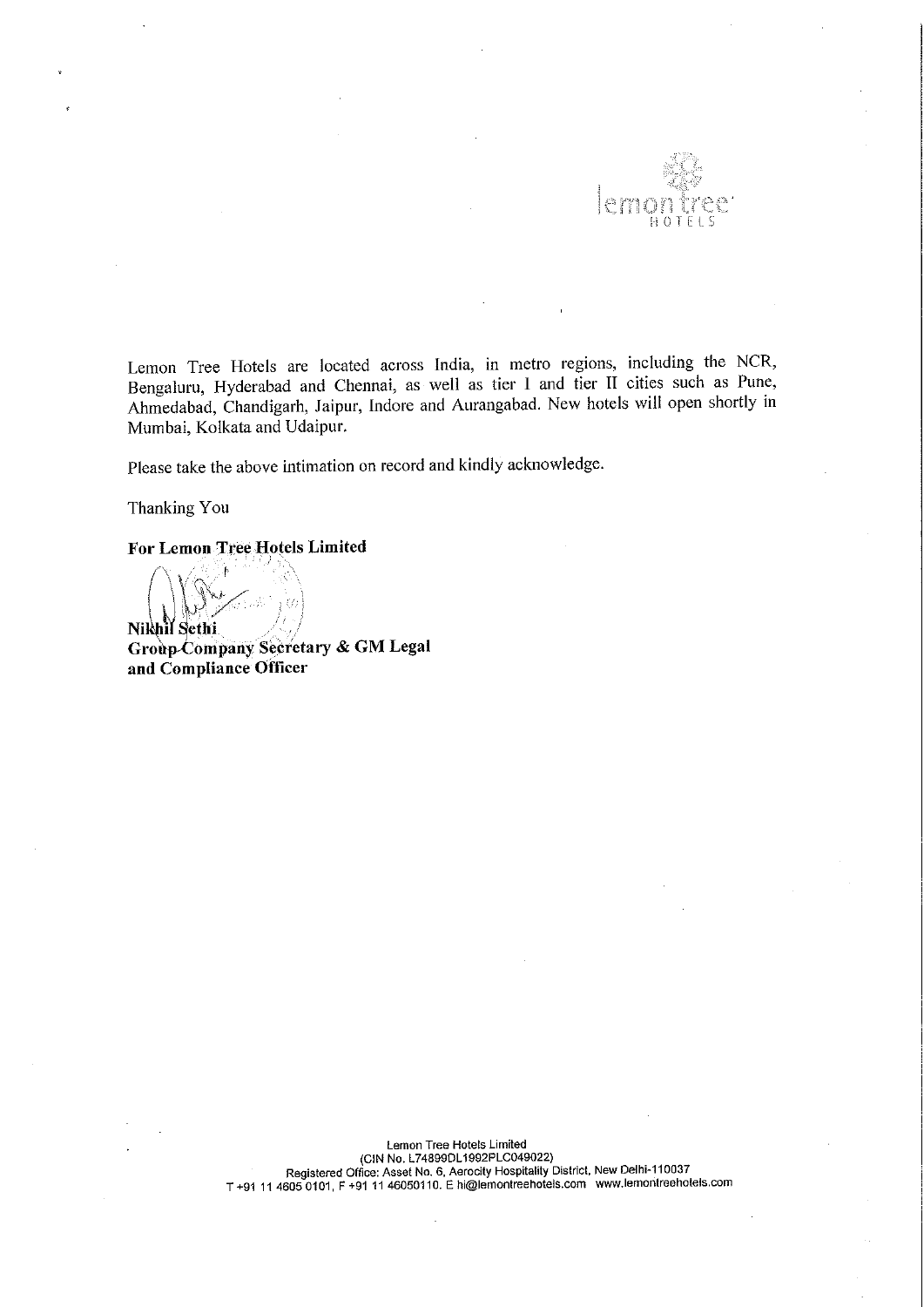Lemon Tree Hotels are located across India, in metro regions, including the NCR, Bengaluru, Hyderabad and Chennai, as well as tier I and tier II cities such as Pune, Ahmedabad, Chandigarh, Jaipur, Indore and Aurangabad. New hotels will open shortly in Mumbai, Kolkata and Udaipur.

Please take the above intimation on record and kindly acknowledge.

Thanking You

**For Lemon Tree Hotels Limited**

**Nikhil Sethi**
**Group Company Secretary & GM Legal and Compliance Officer**

Lemon Tree Hotels Limited
(CIN No. L74899DL1992PLC049022)
Registered Office: Asset No. 6, Aerocity Hospitality District, New Delhi-110037
T +91 11 4605 0101, F +91 11 46050110. E hi@lemontreehotels.com www.lemontreehotels.com